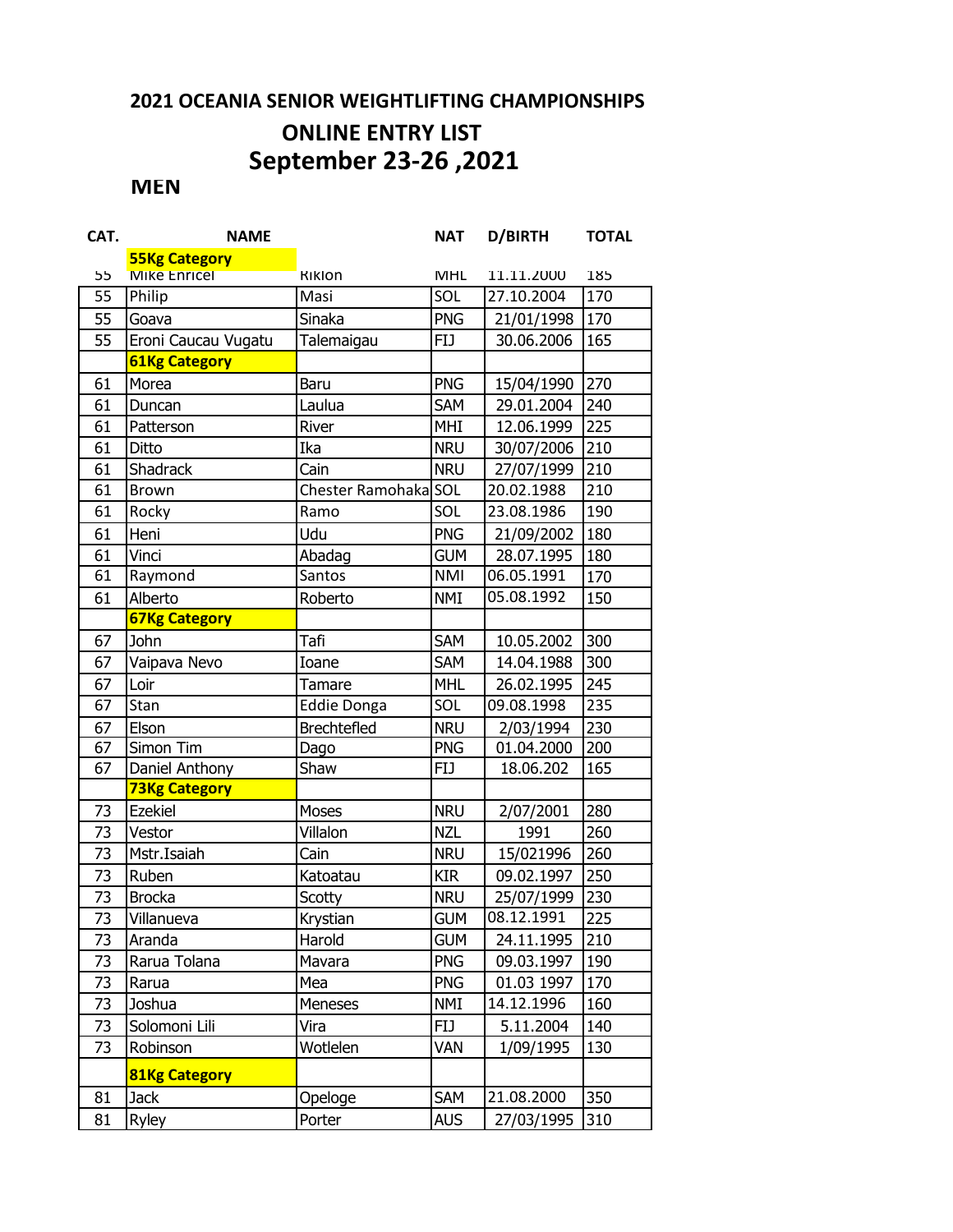# 2021 OCEANIA SENIOR WEIGHTLIFTING CHAMPIONSHIPS

## ONLINE ENTRY LIST

## September 23-26 ,2021

### MEN

| CAT. | NAME | | NAT | D/BIRTH | TOTAL |
|---|---|---|---|---|---|
| | **55Kg Category** | | | | |
| 55 | Mike Enricel | Riklon | MHL | 11.11.2000 | 185 |
| 55 | Philip | Masi | SOL | 27.10.2004 | 170 |
| 55 | Goava | Sinaka | PNG | 21/01/1998 | 170 |
| 55 | Eroni Caucau Vugatu | Talemaigau | FIJ | 30.06.2006 | 165 |
| | **61Kg Category** | | | | |
| 61 | Morea | Baru | PNG | 15/04/1990 | 270 |
| 61 | Duncan | Laulua | SAM | 29.01.2004 | 240 |
| 61 | Patterson | River | MHI | 12.06.1999 | 225 |
| 61 | Ditto | Ika | NRU | 30/07/2006 | 210 |
| 61 | Shadrack | Cain | NRU | 27/07/1999 | 210 |
| 61 | Brown | Chester Ramohaka | SOL | 20.02.1988 | 210 |
| 61 | Rocky | Ramo | SOL | 23.08.1986 | 190 |
| 61 | Heni | Udu | PNG | 21/09/2002 | 180 |
| 61 | Vinci | Abadag | GUM | 28.07.1995 | 180 |
| 61 | Raymond | Santos | NMI | 06.05.1991 | 170 |
| 61 | Alberto | Roberto | NMI | 05.08.1992 | 150 |
| | **67Kg Category** | | | | |
| 67 | John | Tafi | SAM | 10.05.2002 | 300 |
| 67 | Vaipava Nevo | Ioane | SAM | 14.04.1988 | 300 |
| 67 | Loir | Tamare | MHL | 26.02.1995 | 245 |
| 67 | Stan | Eddie Donga | SOL | 09.08.1998 | 235 |
| 67 | Elson | Brechtefled | NRU | 2/03/1994 | 230 |
| 67 | Simon Tim | Dago | PNG | 01.04.2000 | 200 |
| 67 | Daniel Anthony | Shaw | FIJ | 18.06.202 | 165 |
| | **73Kg Category** | | | | |
| 73 | Ezekiel | Moses | NRU | 2/07/2001 | 280 |
| 73 | Vestor | Villalon | NZL | 1991 | 260 |
| 73 | Mstr.Isaiah | Cain | NRU | 15/021996 | 260 |
| 73 | Ruben | Katoatau | KIR | 09.02.1997 | 250 |
| 73 | Brocka | Scotty | NRU | 25/07/1999 | 230 |
| 73 | Villanueva | Krystian | GUM | 08.12.1991 | 225 |
| 73 | Aranda | Harold | GUM | 24.11.1995 | 210 |
| 73 | Rarua Tolana | Mavara | PNG | 09.03.1997 | 190 |
| 73 | Rarua | Mea | PNG | 01.03 1997 | 170 |
| 73 | Joshua | Meneses | NMI | 14.12.1996 | 160 |
| 73 | Solomoni Lili | Vira | FIJ | 5.11.2004 | 140 |
| 73 | Robinson | Wotlelen | VAN | 1/09/1995 | 130 |
| | **81Kg Category** | | | | |
| 81 | Jack | Opeloge | SAM | 21.08.2000 | 350 |
| 81 | Ryley | Porter | AUS | 27/03/1995 | 310 |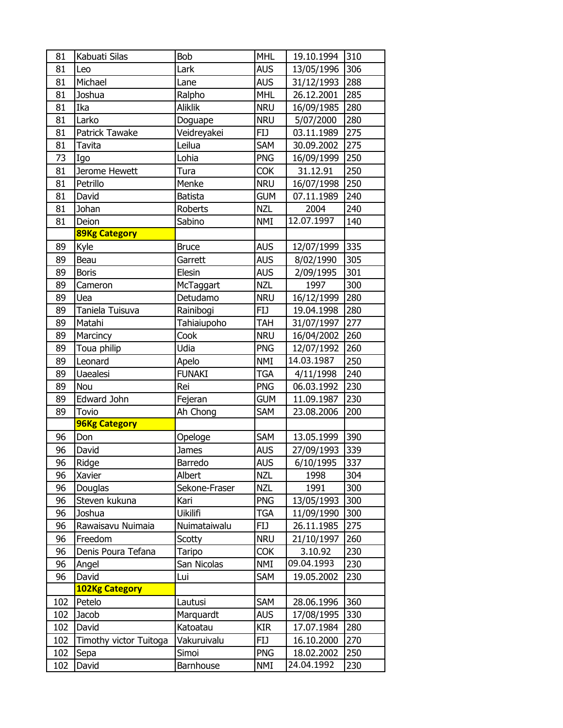| 81 | Kabuati Silas | Bob | MHL | 19.10.1994 | 310 |
|---|---|---|---|---|---|
| 81 | Leo | Lark | AUS | 13/05/1996 | 306 |
| 81 | Michael | Lane | AUS | 31/12/1993 | 288 |
| 81 | Joshua | Ralpho | MHL | 26.12.2001 | 285 |
| 81 | Ika | Aliklik | NRU | 16/09/1985 | 280 |
| 81 | Larko | Doguape | NRU | 5/07/2000 | 280 |
| 81 | Patrick Tawake | Veidreyakei | FIJ | 03.11.1989 | 275 |
| 81 | Tavita | Leilua | SAM | 30.09.2002 | 275 |
| 73 | Igo | Lohia | PNG | 16/09/1999 | 250 |
| 81 | Jerome Hewett | Tura | COK | 31.12.91 | 250 |
| 81 | Petrillo | Menke | NRU | 16/07/1998 | 250 |
| 81 | David | Batista | GUM | 07.11.1989 | 240 |
| 81 | Johan | Roberts | NZL | 2004 | 240 |
| 81 | Deion | Sabino | NMI | 12.07.1997 | 140 |
| | **89Kg Category** | | | | |
| 89 | Kyle | Bruce | AUS | 12/07/1999 | 335 |
| 89 | Beau | Garrett | AUS | 8/02/1990 | 305 |
| 89 | Boris | Elesin | AUS | 2/09/1995 | 301 |
| 89 | Cameron | McTaggart | NZL | 1997 | 300 |
| 89 | Uea | Detudamo | NRU | 16/12/1999 | 280 |
| 89 | Taniela Tuisuva | Rainibogi | FIJ | 19.04.1998 | 280 |
| 89 | Matahi | Tahiaiupoho | TAH | 31/07/1997 | 277 |
| 89 | Marcincy | Cook | NRU | 16/04/2002 | 260 |
| 89 | Toua philip | Udia | PNG | 12/07/1992 | 260 |
| 89 | Leonard | Apelo | NMI | 14.03.1987 | 250 |
| 89 | Uaealesi | FUNAKI | TGA | 4/11/1998 | 240 |
| 89 | Nou | Rei | PNG | 06.03.1992 | 230 |
| 89 | Edward John | Fejeran | GUM | 11.09.1987 | 230 |
| 89 | Tovio | Ah Chong | SAM | 23.08.2006 | 200 |
| | **96Kg Category** | | | | |
| 96 | Don | Opeloge | SAM | 13.05.1999 | 390 |
| 96 | David | James | AUS | 27/09/1993 | 339 |
| 96 | Ridge | Barredo | AUS | 6/10/1995 | 337 |
| 96 | Xavier | Albert | NZL | 1998 | 304 |
| 96 | Douglas | Sekone-Fraser | NZL | 1991 | 300 |
| 96 | Steven kukuna | Kari | PNG | 13/05/1993 | 300 |
| 96 | Joshua | Uikilifi | TGA | 11/09/1990 | 300 |
| 96 | Rawaisavu Nuimaia | Nuimataiwalu | FIJ | 26.11.1985 | 275 |
| 96 | Freedom | Scotty | NRU | 21/10/1997 | 260 |
| 96 | Denis Poura Tefana | Taripo | COK | 3.10.92 | 230 |
| 96 | Angel | San Nicolas | NMI | 09.04.1993 | 230 |
| 96 | David | Lui | SAM | 19.05.2002 | 230 |
| | **102Kg Category** | | | | |
| 102 | Petelo | Lautusi | SAM | 28.06.1996 | 360 |
| 102 | Jacob | Marquardt | AUS | 17/08/1995 | 330 |
| 102 | David | Katoatau | KIR | 17.07.1984 | 280 |
| 102 | Timothy victor Tuitoga | Vakuruivalu | FIJ | 16.10.2000 | 270 |
| 102 | Sepa | Simoi | PNG | 18.02.2002 | 250 |
| 102 | David | Barnhouse | NMI | 24.04.1992 | 230 |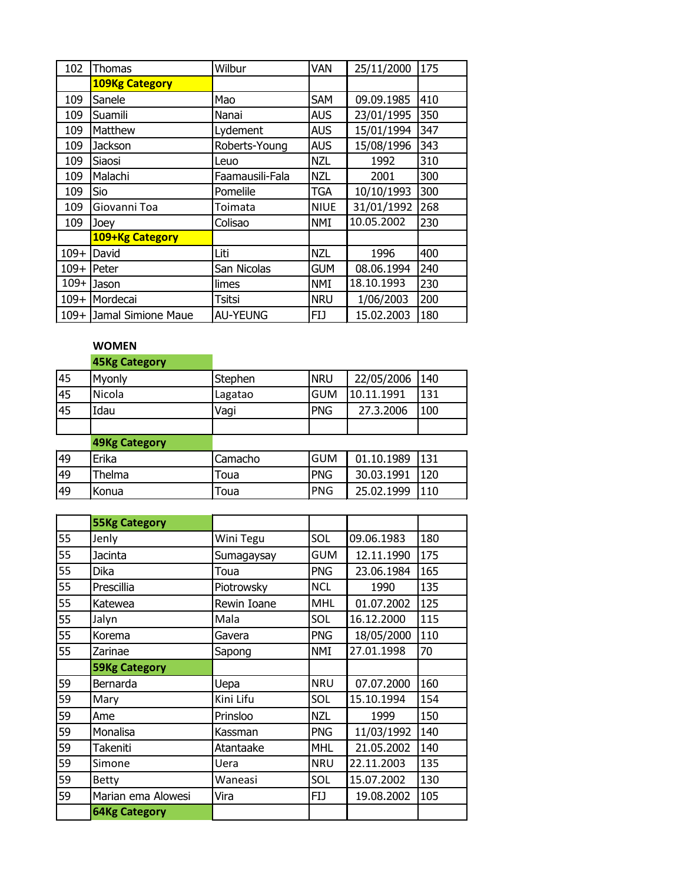| 102 | Thomas | Wilbur | VAN | 25/11/2000 | 175 |
|---|---|---|---|---|---|
| | **109Kg Category** | | | | |
| 109 | Sanele | Mao | SAM | 09.09.1985 | 410 |
| 109 | Suamili | Nanai | AUS | 23/01/1995 | 350 |
| 109 | Matthew | Lydement | AUS | 15/01/1994 | 347 |
| 109 | Jackson | Roberts-Young | AUS | 15/08/1996 | 343 |
| 109 | Siaosi | Leuo | NZL | 1992 | 310 |
| 109 | Malachi | Faamausili-Fala | NZL | 2001 | 300 |
| 109 | Sio | Pomelile | TGA | 10/10/1993 | 300 |
| 109 | Giovanni Toa | Toimata | NIUE | 31/01/1992 | 268 |
| 109 | Joey | Colisao | NMI | 10.05.2002 | 230 |
| | **109+Kg Category** | | | | |
| 109+ | David | Liti | NZL | 1996 | 400 |
| 109+ | Peter | San Nicolas | GUM | 08.06.1994 | 240 |
| 109+ | Jason | limes | NMI | 18.10.1993 | 230 |
| 109+ | Mordecai | Tsitsi | NRU | 1/06/2003 | 200 |
| 109+ | Jamal Simione Maue | AU-YEUNG | FIJ | 15.02.2003 | 180 |

**WOMEN**

| | **45Kg Category** | | | | |
|---|---|---|---|---|---|
| 45 | Myonly | Stephen | NRU | 22/05/2006 | 140 |
| 45 | Nicola | Lagatao | GUM | 10.11.1991 | 131 |
| 45 | Idau | Vagi | PNG | 27.3.2006 | 100 |
| | | | | | |
| | **49Kg Category** | | | | |
| 49 | Erika | Camacho | GUM | 01.10.1989 | 131 |
| 49 | Thelma | Toua | PNG | 30.03.1991 | 120 |
| 49 | Konua | Toua | PNG | 25.02.1999 | 110 |

| | **55Kg Category** | | | | |
|---|---|---|---|---|---|
| 55 | Jenly | Wini Tegu | SOL | 09.06.1983 | 180 |
| 55 | Jacinta | Sumagaysay | GUM | 12.11.1990 | 175 |
| 55 | Dika | Toua | PNG | 23.06.1984 | 165 |
| 55 | Prescillia | Piotrowsky | NCL | 1990 | 135 |
| 55 | Katewea | Rewin Ioane | MHL | 01.07.2002 | 125 |
| 55 | Jalyn | Mala | SOL | 16.12.2000 | 115 |
| 55 | Korema | Gavera | PNG | 18/05/2000 | 110 |
| 55 | Zarinae | Sapong | NMI | 27.01.1998 | 70 |
| | **59Kg Category** | | | | |
| 59 | Bernarda | Uepa | NRU | 07.07.2000 | 160 |
| 59 | Mary | Kini Lifu | SOL | 15.10.1994 | 154 |
| 59 | Ame | Prinsloo | NZL | 1999 | 150 |
| 59 | Monalisa | Kassman | PNG | 11/03/1992 | 140 |
| 59 | Takeniti | Atantaake | MHL | 21.05.2002 | 140 |
| 59 | Simone | Uera | NRU | 22.11.2003 | 135 |
| 59 | Betty | Waneasi | SOL | 15.07.2002 | 130 |
| 59 | Marian ema Alowesi | Vira | FIJ | 19.08.2002 | 105 |
| | **64Kg Category** | | | | |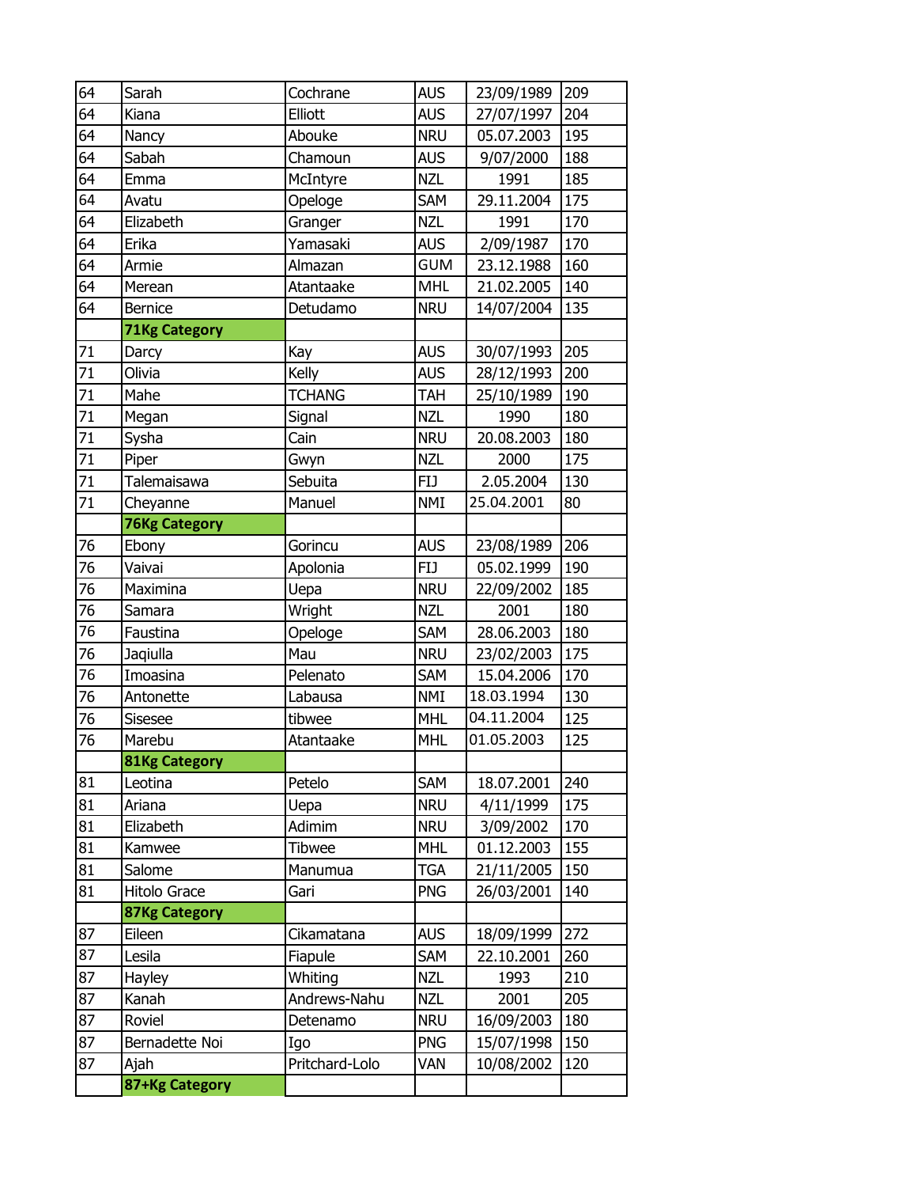| | | | | | |
|---|---|---|---|---|---|
| 64 | Sarah | Cochrane | AUS | 23/09/1989 | 209 |
| 64 | Kiana | Elliott | AUS | 27/07/1997 | 204 |
| 64 | Nancy | Abouke | NRU | 05.07.2003 | 195 |
| 64 | Sabah | Chamoun | AUS | 9/07/2000 | 188 |
| 64 | Emma | McIntyre | NZL | 1991 | 185 |
| 64 | Avatu | Opeloge | SAM | 29.11.2004 | 175 |
| 64 | Elizabeth | Granger | NZL | 1991 | 170 |
| 64 | Erika | Yamasaki | AUS | 2/09/1987 | 170 |
| 64 | Armie | Almazan | GUM | 23.12.1988 | 160 |
| 64 | Merean | Atantaake | MHL | 21.02.2005 | 140 |
| 64 | Bernice | Detudamo | NRU | 14/07/2004 | 135 |
| | **71Kg Category** | | | | |
| 71 | Darcy | Kay | AUS | 30/07/1993 | 205 |
| 71 | Olivia | Kelly | AUS | 28/12/1993 | 200 |
| 71 | Mahe | TCHANG | TAH | 25/10/1989 | 190 |
| 71 | Megan | Signal | NZL | 1990 | 180 |
| 71 | Sysha | Cain | NRU | 20.08.2003 | 180 |
| 71 | Piper | Gwyn | NZL | 2000 | 175 |
| 71 | Talemaisawa | Sebuita | FIJ | 2.05.2004 | 130 |
| 71 | Cheyanne | Manuel | NMI | 25.04.2001 | 80 |
| | **76Kg Category** | | | | |
| 76 | Ebony | Gorincu | AUS | 23/08/1989 | 206 |
| 76 | Vaivai | Apolonia | FIJ | 05.02.1999 | 190 |
| 76 | Maximina | Uepa | NRU | 22/09/2002 | 185 |
| 76 | Samara | Wright | NZL | 2001 | 180 |
| 76 | Faustina | Opeloge | SAM | 28.06.2003 | 180 |
| 76 | Jaqiulla | Mau | NRU | 23/02/2003 | 175 |
| 76 | Imoasina | Pelenato | SAM | 15.04.2006 | 170 |
| 76 | Antonette | Labausa | NMI | 18.03.1994 | 130 |
| 76 | Sisesee | tibwee | MHL | 04.11.2004 | 125 |
| 76 | Marebu | Atantaake | MHL | 01.05.2003 | 125 |
| | **81Kg Category** | | | | |
| 81 | Leotina | Petelo | SAM | 18.07.2001 | 240 |
| 81 | Ariana | Uepa | NRU | 4/11/1999 | 175 |
| 81 | Elizabeth | Adimim | NRU | 3/09/2002 | 170 |
| 81 | Kamwee | Tibwee | MHL | 01.12.2003 | 155 |
| 81 | Salome | Manumua | TGA | 21/11/2005 | 150 |
| 81 | Hitolo Grace | Gari | PNG | 26/03/2001 | 140 |
| | **87Kg Category** | | | | |
| 87 | Eileen | Cikamatana | AUS | 18/09/1999 | 272 |
| 87 | Lesila | Fiapule | SAM | 22.10.2001 | 260 |
| 87 | Hayley | Whiting | NZL | 1993 | 210 |
| 87 | Kanah | Andrews-Nahu | NZL | 2001 | 205 |
| 87 | Roviel | Detenamo | NRU | 16/09/2003 | 180 |
| 87 | Bernadette Noi | Igo | PNG | 15/07/1998 | 150 |
| 87 | Ajah | Pritchard-Lolo | VAN | 10/08/2002 | 120 |
| | **87+Kg Category** | | | | |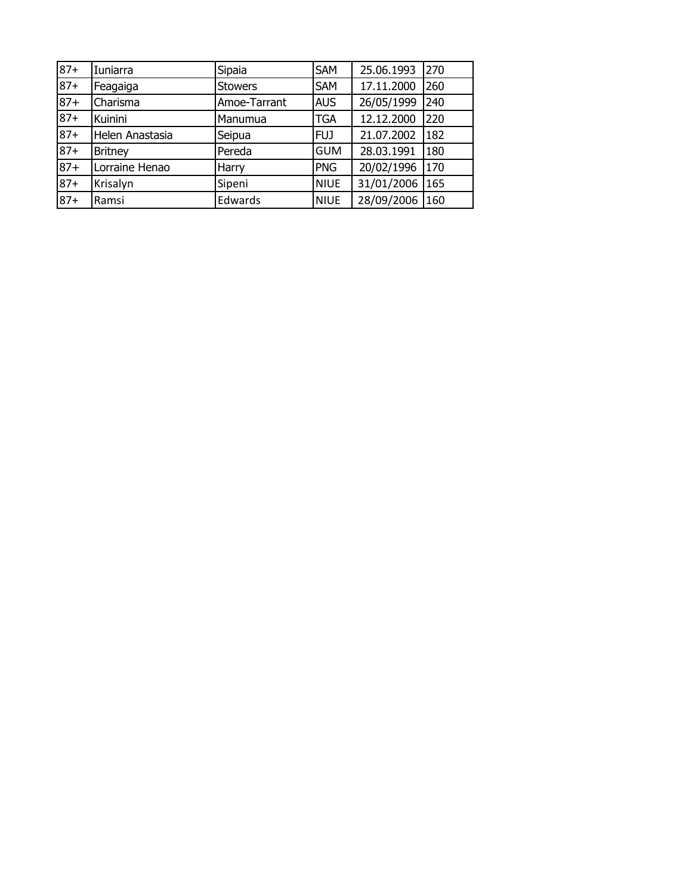| | | | | | |
|---|---|---|---|---|---|
| 87+ | Iuniarra | Sipaia | SAM | 25.06.1993 | 270 |
| 87+ | Feagaiga | Stowers | SAM | 17.11.2000 | 260 |
| 87+ | Charisma | Amoe-Tarrant | AUS | 26/05/1999 | 240 |
| 87+ | Kuinini | Manumua | TGA | 12.12.2000 | 220 |
| 87+ | Helen Anastasia | Seipua | FUJ | 21.07.2002 | 182 |
| 87+ | Britney | Pereda | GUM | 28.03.1991 | 180 |
| 87+ | Lorraine Henao | Harry | PNG | 20/02/1996 | 170 |
| 87+ | Krisalyn | Sipeni | NIUE | 31/01/2006 | 165 |
| 87+ | Ramsi | Edwards | NIUE | 28/09/2006 | 160 |